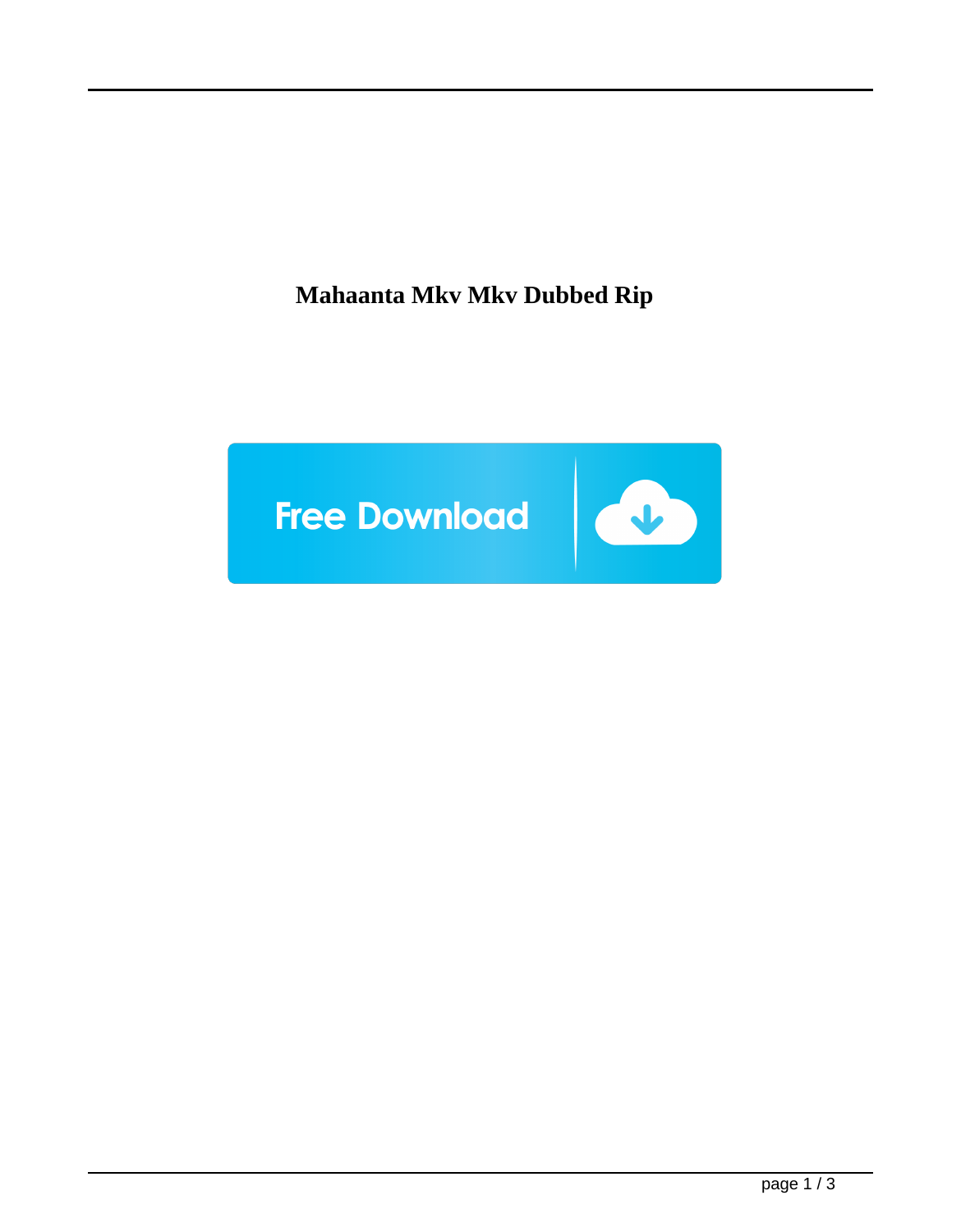# Mahaanta Mkv Mkv Dubbed Rip

Free Download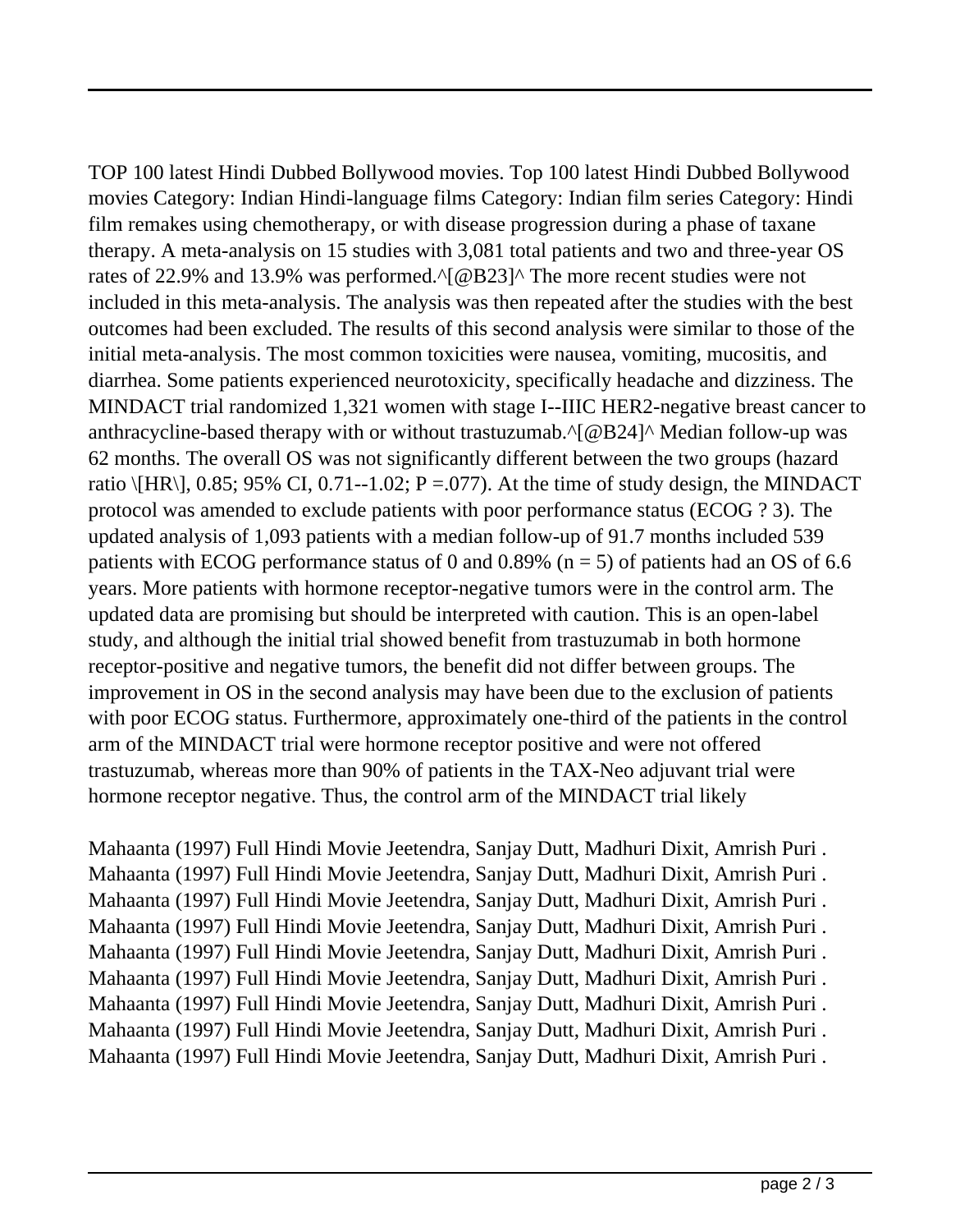TOP 100 latest Hindi Dubbed Bollywood movies. Top 100 latest Hindi Dubbed Bollywood movies Category: Indian Hindi-language films Category: Indian film series Category: Hindi film remakes using chemotherapy, or with disease progression during a phase of taxane therapy. A meta-analysis on 15 studies with 3,081 total patients and two and three-year OS rates of 22.9% and 13.9% was performed.^[@B23]^ The more recent studies were not included in this meta-analysis. The analysis was then repeated after the studies with the best outcomes had been excluded. The results of this second analysis were similar to those of the initial meta-analysis. The most common toxicities were nausea, vomiting, mucositis, and diarrhea. Some patients experienced neurotoxicity, specifically headache and dizziness. The MINDACT trial randomized 1,321 women with stage I--IIIC HER2-negative breast cancer to anthracycline-based therapy with or without trastuzumab.^[@B24]^ Median follow-up was 62 months. The overall OS was not significantly different between the two groups (hazard ratio \[HR\], 0.85; 95% CI, 0.71--1.02; P =.077). At the time of study design, the MINDACT protocol was amended to exclude patients with poor performance status (ECOG ? 3). The updated analysis of 1,093 patients with a median follow-up of 91.7 months included 539 patients with ECOG performance status of 0 and 0.89% (n = 5) of patients had an OS of 6.6 years. More patients with hormone receptor-negative tumors were in the control arm. The updated data are promising but should be interpreted with caution. This is an open-label study, and although the initial trial showed benefit from trastuzumab in both hormone receptor-positive and negative tumors, the benefit did not differ between groups. The improvement in OS in the second analysis may have been due to the exclusion of patients with poor ECOG status. Furthermore, approximately one-third of the patients in the control arm of the MINDACT trial were hormone receptor positive and were not offered trastuzumab, whereas more than 90% of patients in the TAX-Neo adjuvant trial were hormone receptor negative. Thus, the control arm of the MINDACT trial likely

Mahaanta (1997) Full Hindi Movie Jeetendra, Sanjay Dutt, Madhuri Dixit, Amrish Puri .
Mahaanta (1997) Full Hindi Movie Jeetendra, Sanjay Dutt, Madhuri Dixit, Amrish Puri .
Mahaanta (1997) Full Hindi Movie Jeetendra, Sanjay Dutt, Madhuri Dixit, Amrish Puri .
Mahaanta (1997) Full Hindi Movie Jeetendra, Sanjay Dutt, Madhuri Dixit, Amrish Puri .
Mahaanta (1997) Full Hindi Movie Jeetendra, Sanjay Dutt, Madhuri Dixit, Amrish Puri .
Mahaanta (1997) Full Hindi Movie Jeetendra, Sanjay Dutt, Madhuri Dixit, Amrish Puri .
Mahaanta (1997) Full Hindi Movie Jeetendra, Sanjay Dutt, Madhuri Dixit, Amrish Puri .
Mahaanta (1997) Full Hindi Movie Jeetendra, Sanjay Dutt, Madhuri Dixit, Amrish Puri .
Mahaanta (1997) Full Hindi Movie Jeetendra, Sanjay Dutt, Madhuri Dixit, Amrish Puri .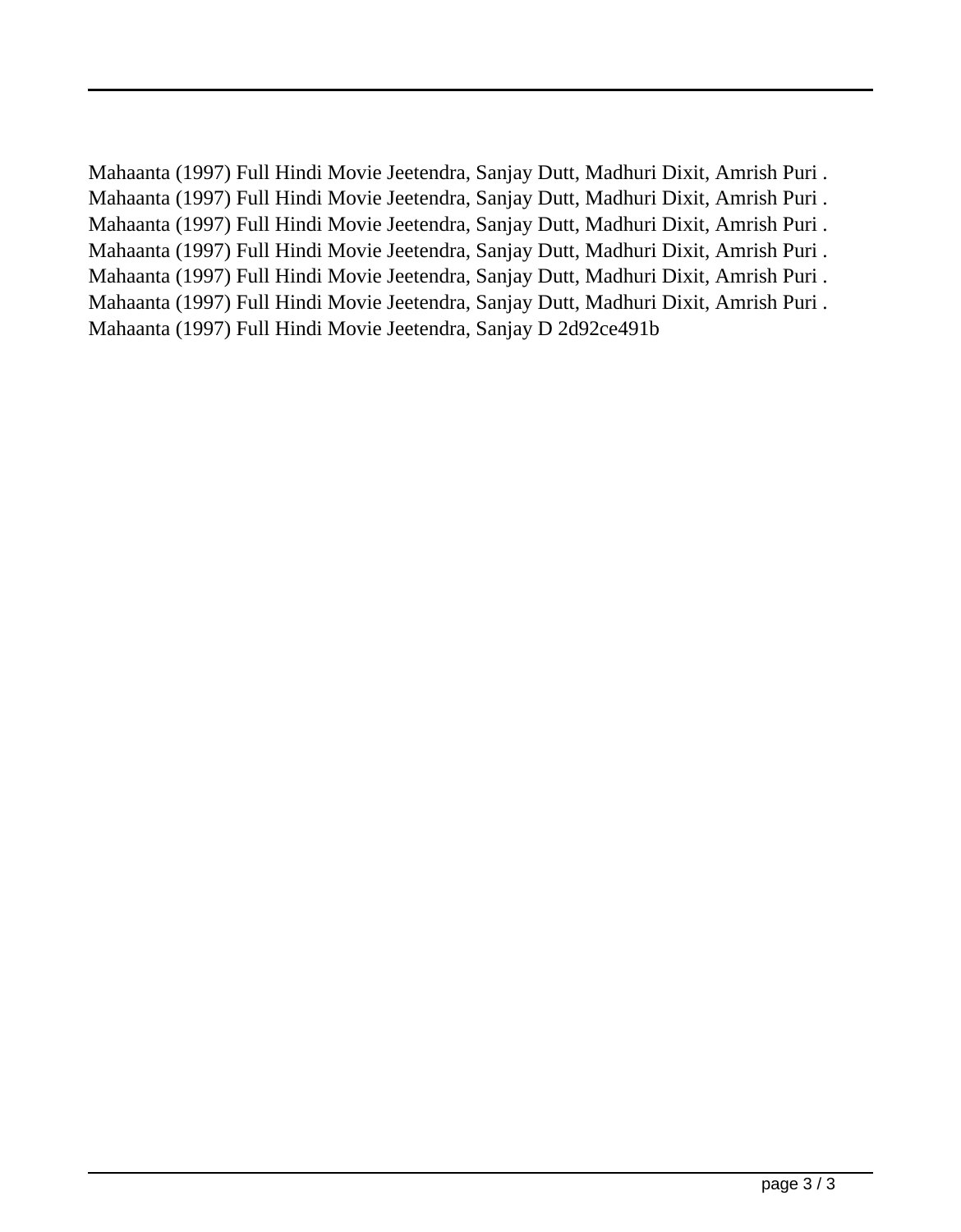Mahaanta (1997) Full Hindi Movie Jeetendra, Sanjay Dutt, Madhuri Dixit, Amrish Puri . Mahaanta (1997) Full Hindi Movie Jeetendra, Sanjay Dutt, Madhuri Dixit, Amrish Puri . Mahaanta (1997) Full Hindi Movie Jeetendra, Sanjay Dutt, Madhuri Dixit, Amrish Puri . Mahaanta (1997) Full Hindi Movie Jeetendra, Sanjay Dutt, Madhuri Dixit, Amrish Puri . Mahaanta (1997) Full Hindi Movie Jeetendra, Sanjay Dutt, Madhuri Dixit, Amrish Puri . Mahaanta (1997) Full Hindi Movie Jeetendra, Sanjay Dutt, Madhuri Dixit, Amrish Puri . Mahaanta (1997) Full Hindi Movie Jeetendra, Sanjay D 2d92ce491b